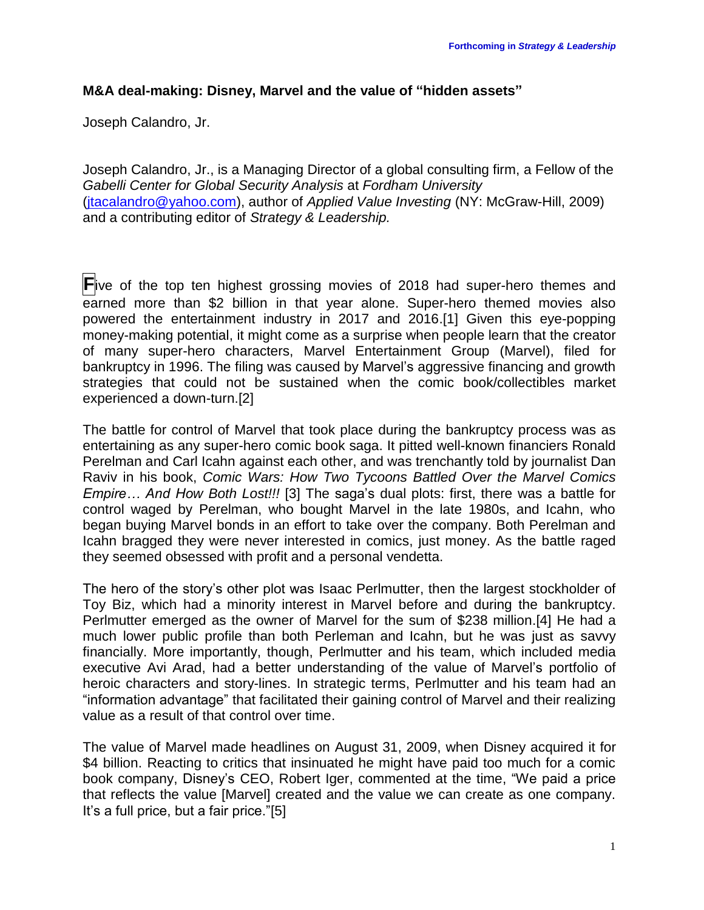## M&A deal-making: Disney, Marvel and the value of "hidden assets"

Joseph Calandro, Jr.

Joseph Calandro, Jr., is a Managing Director of a global consulting firm, a Fellow of the *Gabelli Center for Global Security Analysis* at *Fordham University* (jtacalandro@yahoo.com), author of *Applied Value Investing* (NY: McGraw-Hill, 2009) and a contributing editor of *Strategy & Leadership.*

Five of the top ten highest grossing movies of 2018 had super-hero themes and earned more than $2 billion in that year alone. Super-hero themed movies also powered the entertainment industry in 2017 and 2016.[1] Given this eye-popping money-making potential, it might come as a surprise when people learn that the creator of many super-hero characters, Marvel Entertainment Group (Marvel), filed for bankruptcy in 1996. The filing was caused by Marvel's aggressive financing and growth strategies that could not be sustained when the comic book/collectibles market experienced a down-turn.[2]

The battle for control of Marvel that took place during the bankruptcy process was as entertaining as any super-hero comic book saga. It pitted well-known financiers Ronald Perelman and Carl Icahn against each other, and was trenchantly told by journalist Dan Raviv in his book, *Comic Wars: How Two Tycoons Battled Over the Marvel Comics Empire… And How Both Lost!!!* [3] The saga's dual plots: first, there was a battle for control waged by Perelman, who bought Marvel in the late 1980s, and Icahn, who began buying Marvel bonds in an effort to take over the company. Both Perelman and Icahn bragged they were never interested in comics, just money. As the battle raged they seemed obsessed with profit and a personal vendetta.

The hero of the story's other plot was Isaac Perlmutter, then the largest stockholder of Toy Biz, which had a minority interest in Marvel before and during the bankruptcy. Perlmutter emerged as the owner of Marvel for the sum of $238 million.[4] He had a much lower public profile than both Perleman and Icahn, but he was just as savvy financially. More importantly, though, Perlmutter and his team, which included media executive Avi Arad, had a better understanding of the value of Marvel's portfolio of heroic characters and story-lines. In strategic terms, Perlmutter and his team had an "information advantage" that facilitated their gaining control of Marvel and their realizing value as a result of that control over time.

The value of Marvel made headlines on August 31, 2009, when Disney acquired it for $4 billion. Reacting to critics that insinuated he might have paid too much for a comic book company, Disney's CEO, Robert Iger, commented at the time, "We paid a price that reflects the value [Marvel] created and the value we can create as one company. It's a full price, but a fair price."[5]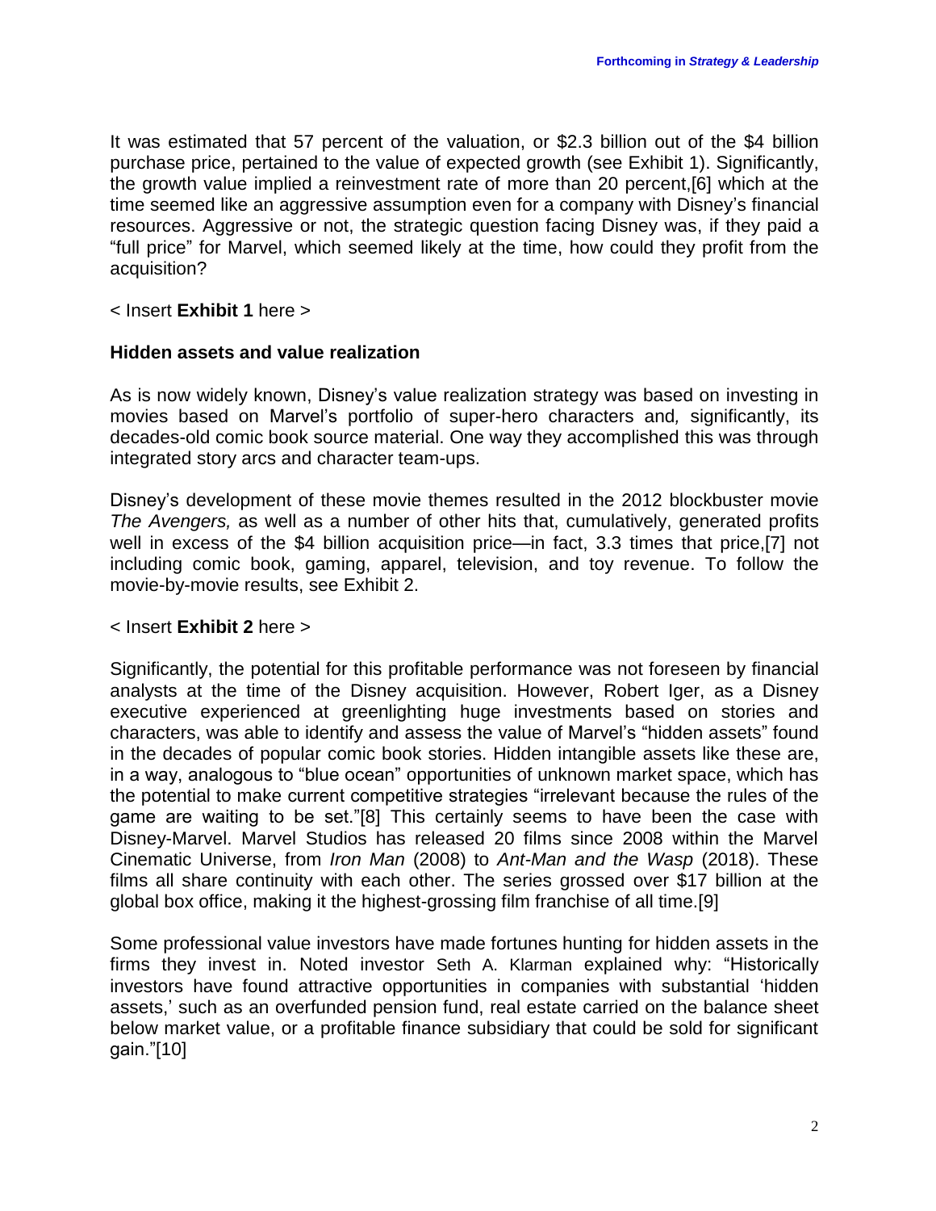It was estimated that 57 percent of the valuation, or $2.3 billion out of the $4 billion purchase price, pertained to the value of expected growth (see Exhibit 1). Significantly, the growth value implied a reinvestment rate of more than 20 percent,[6] which at the time seemed like an aggressive assumption even for a company with Disney's financial resources. Aggressive or not, the strategic question facing Disney was, if they paid a "full price" for Marvel, which seemed likely at the time, how could they profit from the acquisition?

< Insert **Exhibit 1** here >

**Hidden assets and value realization**

As is now widely known, Disney's value realization strategy was based on investing in movies based on Marvel's portfolio of super-hero characters and*,* significantly, its decades-old comic book source material. One way they accomplished this was through integrated story arcs and character team-ups.

Disney's development of these movie themes resulted in the 2012 blockbuster movie *The Avengers,* as well as a number of other hits that, cumulatively, generated profits well in excess of the $4 billion acquisition price—in fact, 3.3 times that price,[7] not including comic book, gaming, apparel, television, and toy revenue. To follow the movie-by-movie results, see Exhibit 2.

< Insert **Exhibit 2** here >

Significantly, the potential for this profitable performance was not foreseen by financial analysts at the time of the Disney acquisition. However, Robert Iger, as a Disney executive experienced at greenlighting huge investments based on stories and characters, was able to identify and assess the value of Marvel's "hidden assets" found in the decades of popular comic book stories. Hidden intangible assets like these are, in a way, analogous to "blue ocean" opportunities of unknown market space, which has the potential to make current competitive strategies "irrelevant because the rules of the game are waiting to be set."[8] This certainly seems to have been the case with Disney-Marvel. Marvel Studios has released 20 films since 2008 within the Marvel Cinematic Universe, from *Iron Man* (2008) to *Ant-Man and the Wasp* (2018). These films all share continuity with each other. The series grossed over $17 billion at the global box office, making it the highest-grossing film franchise of all time.[9]

Some professional value investors have made fortunes hunting for hidden assets in the firms they invest in. Noted investor Seth A. Klarman explained why: "Historically investors have found attractive opportunities in companies with substantial 'hidden assets,' such as an overfunded pension fund, real estate carried on the balance sheet below market value, or a profitable finance subsidiary that could be sold for significant gain."[10]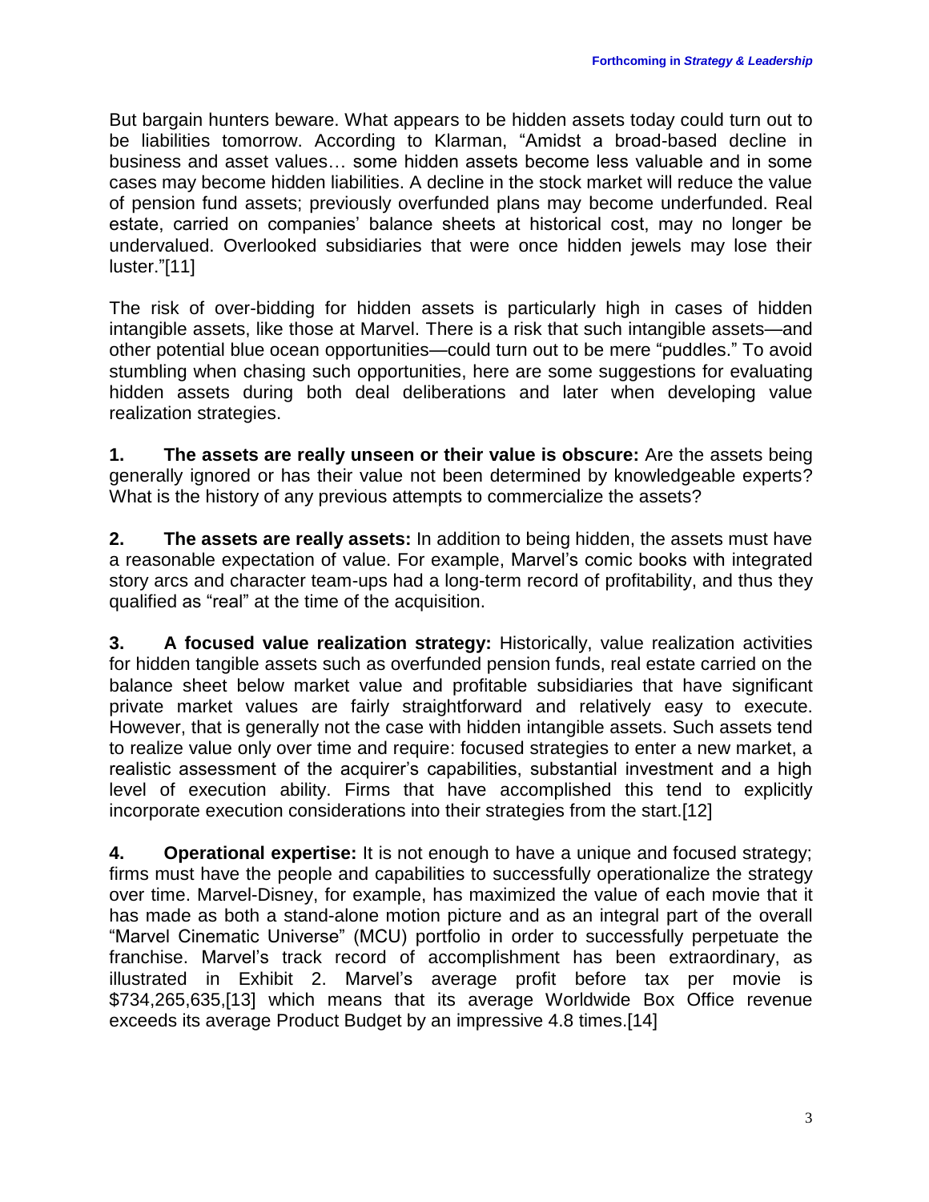But bargain hunters beware. What appears to be hidden assets today could turn out to be liabilities tomorrow. According to Klarman, "Amidst a broad-based decline in business and asset values… some hidden assets become less valuable and in some cases may become hidden liabilities. A decline in the stock market will reduce the value of pension fund assets; previously overfunded plans may become underfunded. Real estate, carried on companies' balance sheets at historical cost, may no longer be undervalued. Overlooked subsidiaries that were once hidden jewels may lose their luster."[11]

The risk of over-bidding for hidden assets is particularly high in cases of hidden intangible assets, like those at Marvel. There is a risk that such intangible assets—and other potential blue ocean opportunities—could turn out to be mere "puddles." To avoid stumbling when chasing such opportunities, here are some suggestions for evaluating hidden assets during both deal deliberations and later when developing value realization strategies.

**1. The assets are really unseen or their value is obscure:** Are the assets being generally ignored or has their value not been determined by knowledgeable experts? What is the history of any previous attempts to commercialize the assets?

**2. The assets are really assets:** In addition to being hidden, the assets must have a reasonable expectation of value. For example, Marvel's comic books with integrated story arcs and character team-ups had a long-term record of profitability, and thus they qualified as "real" at the time of the acquisition.

**3. A focused value realization strategy:** Historically, value realization activities for hidden tangible assets such as overfunded pension funds, real estate carried on the balance sheet below market value and profitable subsidiaries that have significant private market values are fairly straightforward and relatively easy to execute. However, that is generally not the case with hidden intangible assets. Such assets tend to realize value only over time and require: focused strategies to enter a new market, a realistic assessment of the acquirer's capabilities, substantial investment and a high level of execution ability. Firms that have accomplished this tend to explicitly incorporate execution considerations into their strategies from the start.[12]

**4. Operational expertise:** It is not enough to have a unique and focused strategy; firms must have the people and capabilities to successfully operationalize the strategy over time. Marvel-Disney, for example, has maximized the value of each movie that it has made as both a stand-alone motion picture and as an integral part of the overall "Marvel Cinematic Universe" (MCU) portfolio in order to successfully perpetuate the franchise. Marvel's track record of accomplishment has been extraordinary, as illustrated in Exhibit 2. Marvel's average profit before tax per movie is $734,265,635,[13] which means that its average Worldwide Box Office revenue exceeds its average Product Budget by an impressive 4.8 times.[14]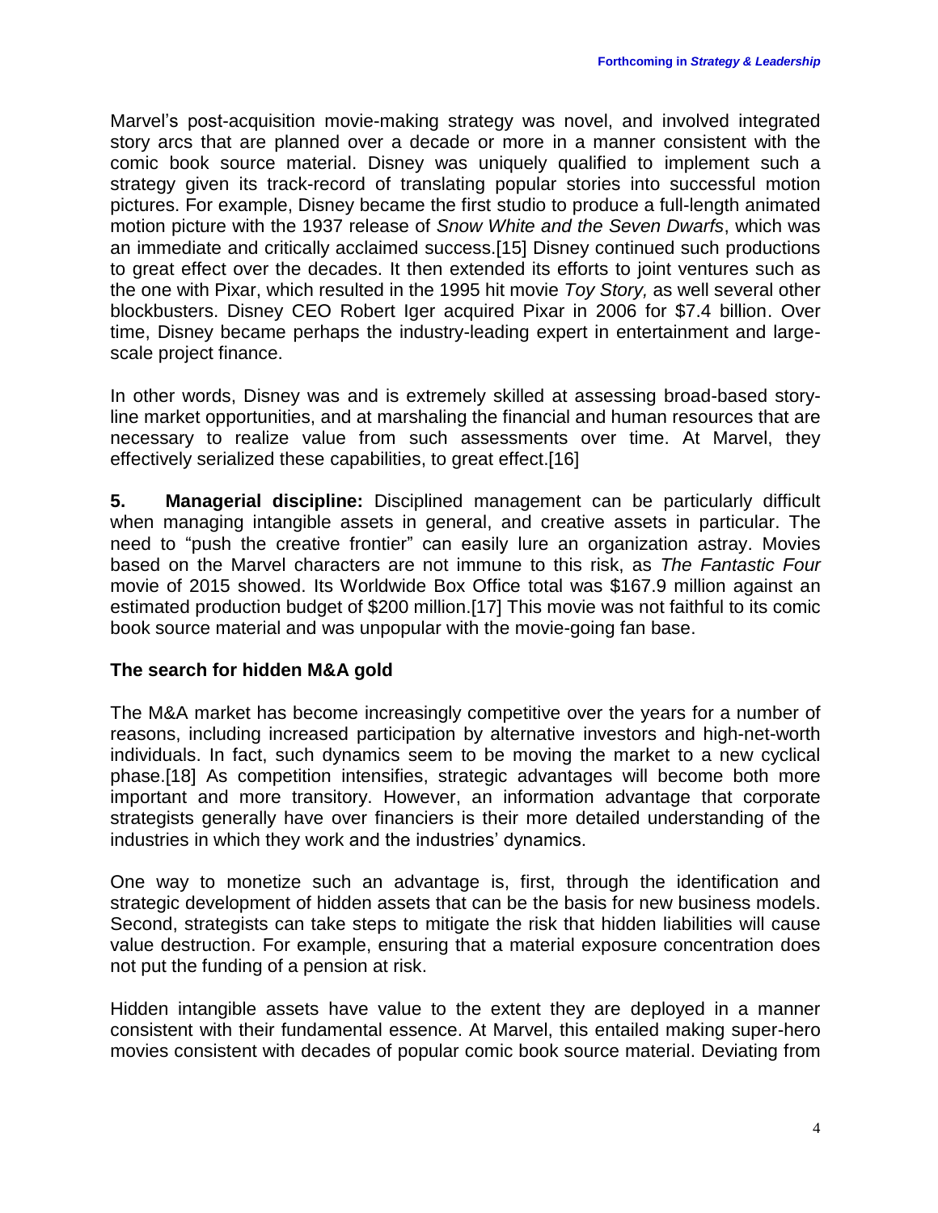Marvel's post-acquisition movie-making strategy was novel, and involved integrated story arcs that are planned over a decade or more in a manner consistent with the comic book source material. Disney was uniquely qualified to implement such a strategy given its track-record of translating popular stories into successful motion pictures. For example, Disney became the first studio to produce a full-length animated motion picture with the 1937 release of *Snow White and the Seven Dwarfs*, which was an immediate and critically acclaimed success.[15] Disney continued such productions to great effect over the decades. It then extended its efforts to joint ventures such as the one with Pixar, which resulted in the 1995 hit movie *Toy Story,* as well several other blockbusters. Disney CEO Robert Iger acquired Pixar in 2006 for $7.4 billion. Over time, Disney became perhaps the industry-leading expert in entertainment and large-scale project finance.

In other words, Disney was and is extremely skilled at assessing broad-based story-line market opportunities, and at marshaling the financial and human resources that are necessary to realize value from such assessments over time. At Marvel, they effectively serialized these capabilities, to great effect.[16]

**5. Managerial discipline:** Disciplined management can be particularly difficult when managing intangible assets in general, and creative assets in particular. The need to "push the creative frontier" can easily lure an organization astray. Movies based on the Marvel characters are not immune to this risk, as *The Fantastic Four* movie of 2015 showed. Its Worldwide Box Office total was $167.9 million against an estimated production budget of $200 million.[17] This movie was not faithful to its comic book source material and was unpopular with the movie-going fan base.

## The search for hidden M&A gold

The M&A market has become increasingly competitive over the years for a number of reasons, including increased participation by alternative investors and high-net-worth individuals. In fact, such dynamics seem to be moving the market to a new cyclical phase.[18] As competition intensifies, strategic advantages will become both more important and more transitory. However, an information advantage that corporate strategists generally have over financiers is their more detailed understanding of the industries in which they work and the industries' dynamics.

One way to monetize such an advantage is, first, through the identification and strategic development of hidden assets that can be the basis for new business models. Second, strategists can take steps to mitigate the risk that hidden liabilities will cause value destruction. For example, ensuring that a material exposure concentration does not put the funding of a pension at risk.

Hidden intangible assets have value to the extent they are deployed in a manner consistent with their fundamental essence. At Marvel, this entailed making super-hero movies consistent with decades of popular comic book source material. Deviating from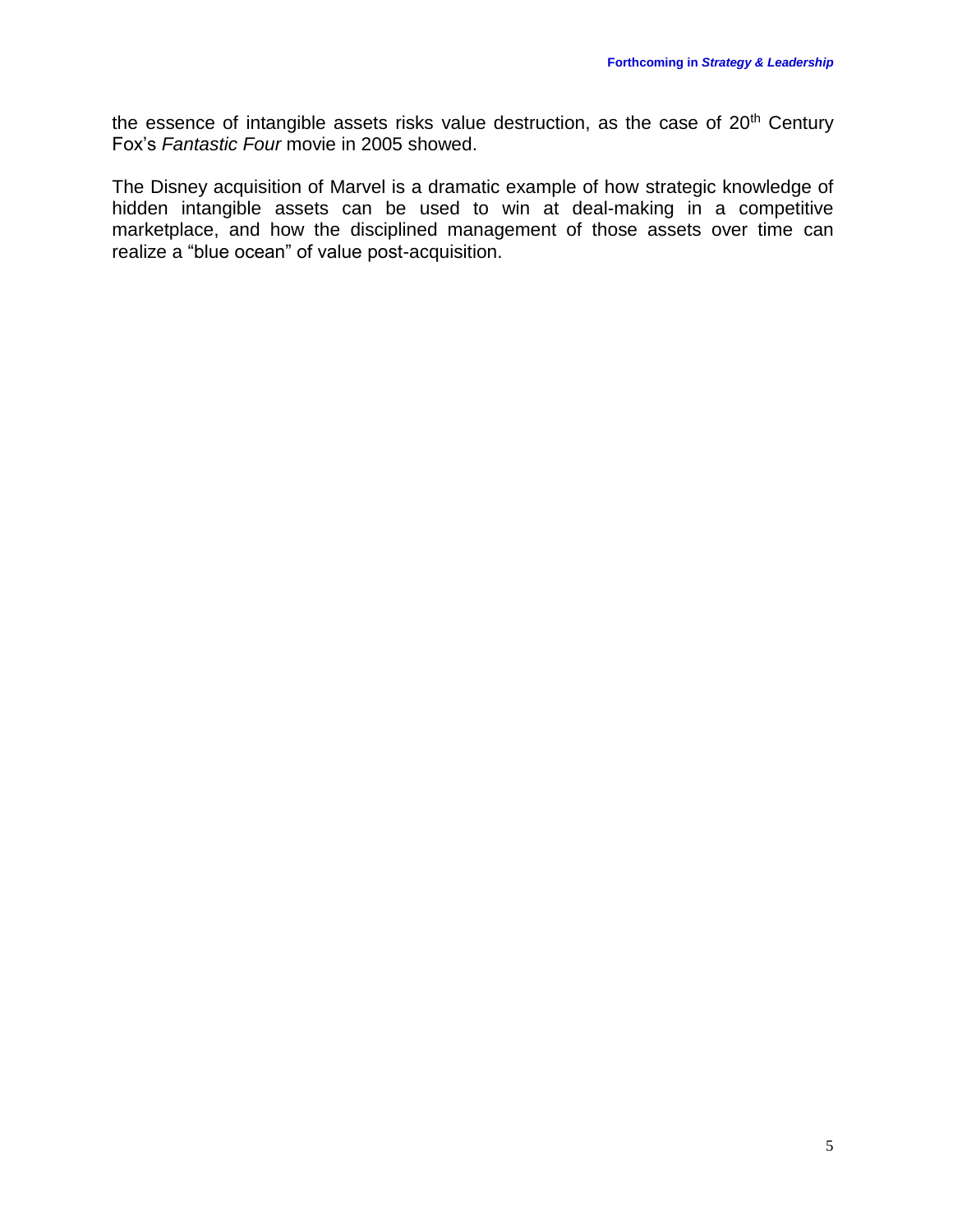the essence of intangible assets risks value destruction, as the case of 20th Century Fox's *Fantastic Four* movie in 2005 showed.

The Disney acquisition of Marvel is a dramatic example of how strategic knowledge of hidden intangible assets can be used to win at deal-making in a competitive marketplace, and how the disciplined management of those assets over time can realize a "blue ocean" of value post-acquisition.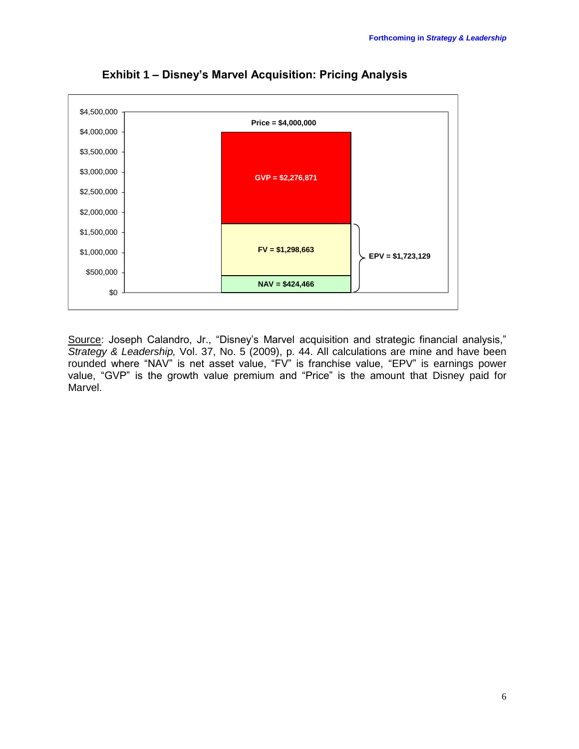**Exhibit 1 – Disney's Marvel Acquisition: Pricing Analysis**

| Component | Value |
|---|---|
| Price | $4,000,000 |
| GVP | $2,276,871 |
| FV | $1,298,663 |
| NAV | $424,466 |
| EPV (FV + NAV) | $1,723,129 |

Source: Joseph Calandro, Jr., "Disney's Marvel acquisition and strategic financial analysis," *Strategy & Leadership,* Vol. 37, No. 5 (2009), p. 44. All calculations are mine and have been rounded where "NAV" is net asset value, "FV" is franchise value, "EPV" is earnings power value, "GVP" is the growth value premium and "Price" is the amount that Disney paid for Marvel.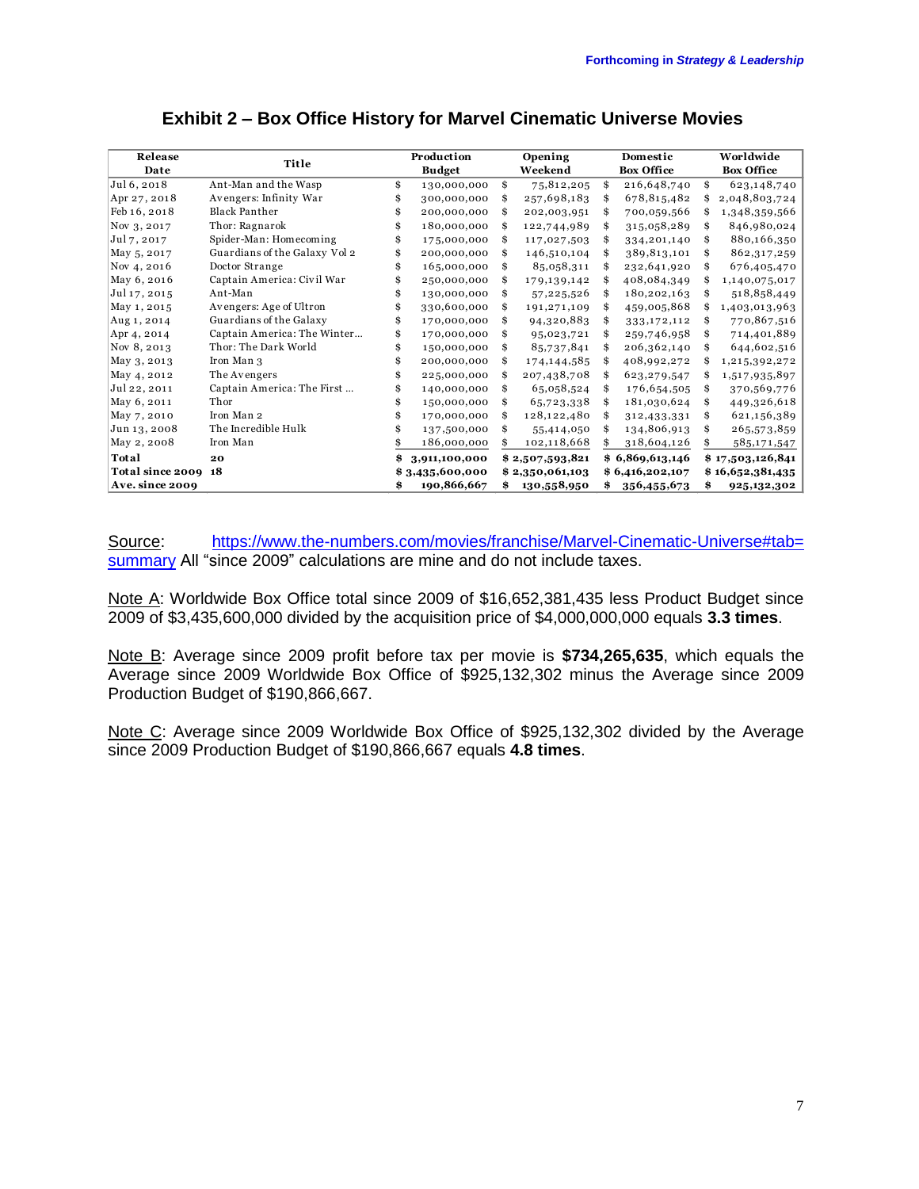## Exhibit 2 – Box Office History for Marvel Cinematic Universe Movies

| Release Date | Title | Production Budget | Opening Weekend | Domestic Box Office | Worldwide Box Office |
|---|---|---|---|---|---|
| Jul 6, 2018 | Ant-Man and the Wasp | $ 130,000,000 | $ 75,812,205 | $ 216,648,740 | $ 623,148,740 |
| Apr 27, 2018 | Avengers: Infinity War | $ 300,000,000 | $ 257,698,183 | $ 678,815,482 | $ 2,048,803,724 |
| Feb 16, 2018 | Black Panther | $ 200,000,000 | $ 202,003,951 | $ 700,059,566 | $ 1,348,359,566 |
| Nov 3, 2017 | Thor: Ragnarok | $ 180,000,000 | $ 122,744,989 | $ 315,058,289 | $ 846,980,024 |
| Jul 7, 2017 | Spider-Man: Homecoming | $ 175,000,000 | $ 117,027,503 | $ 334,201,140 | $ 880,166,350 |
| May 5, 2017 | Guardians of the Galaxy Vol 2 | $ 200,000,000 | $ 146,510,104 | $ 389,813,101 | $ 862,317,259 |
| Nov 4, 2016 | Doctor Strange | $ 165,000,000 | $ 85,058,311 | $ 232,641,920 | $ 676,405,470 |
| May 6, 2016 | Captain America: Civil War | $ 250,000,000 | $ 179,139,142 | $ 408,084,349 | $ 1,140,075,017 |
| Jul 17, 2015 | Ant-Man | $ 130,000,000 | $ 57,225,526 | $ 180,202,163 | $ 518,858,449 |
| May 1, 2015 | Avengers: Age of Ultron | $ 330,600,000 | $ 191,271,109 | $ 459,005,868 | $ 1,403,013,963 |
| Aug 1, 2014 | Guardians of the Galaxy | $ 170,000,000 | $ 94,320,883 | $ 333,172,112 | $ 770,867,516 |
| Apr 4, 2014 | Captain America: The Winter... | $ 170,000,000 | $ 95,023,721 | $ 259,746,958 | $ 714,401,889 |
| Nov 8, 2013 | Thor: The Dark World | $ 150,000,000 | $ 85,737,841 | $ 206,362,140 | $ 644,602,516 |
| May 3, 2013 | Iron Man 3 | $ 200,000,000 | $ 174,144,585 | $ 408,992,272 | $ 1,215,392,272 |
| May 4, 2012 | The Avengers | $ 225,000,000 | $ 207,438,708 | $ 623,279,547 | $ 1,517,935,897 |
| Jul 22, 2011 | Captain America: The First ... | $ 140,000,000 | $ 65,058,524 | $ 176,654,505 | $ 370,569,776 |
| May 6, 2011 | Thor | $ 150,000,000 | $ 65,723,338 | $ 181,030,624 | $ 449,326,618 |
| May 7, 2010 | Iron Man 2 | $ 170,000,000 | $ 128,122,480 | $ 312,433,331 | $ 621,156,389 |
| Jun 13, 2008 | The Incredible Hulk | $ 137,500,000 | $ 55,414,050 | $ 134,806,913 | $ 265,573,859 |
| May 2, 2008 | Iron Man | $ 186,000,000 | $ 102,118,668 | $ 318,604,126 | $ 585,171,547 |
| **Total** | **20** | **$ 3,911,100,000** | **$ 2,507,593,821** | **$ 6,869,613,146** | **$ 17,503,126,841** |
| **Total since 2009** | **18** | **$ 3,435,600,000** | **$ 2,350,061,103** | **$ 6,416,202,107** | **$ 16,652,381,435** |
| **Ave. since 2009** | | **$ 190,866,667** | **$ 130,558,950** | **$ 356,455,673** | **$ 925,132,302** |

Source: https://www.the-numbers.com/movies/franchise/Marvel-Cinematic-Universe#tab=summary All "since 2009" calculations are mine and do not include taxes.

Note A: Worldwide Box Office total since 2009 of $16,652,381,435 less Product Budget since 2009 of $3,435,600,000 divided by the acquisition price of $4,000,000,000 equals **3.3 times**.

Note B: Average since 2009 profit before tax per movie is **$734,265,635**, which equals the Average since 2009 Worldwide Box Office of $925,132,302 minus the Average since 2009 Production Budget of $190,866,667.

Note C: Average since 2009 Worldwide Box Office of $925,132,302 divided by the Average since 2009 Production Budget of $190,866,667 equals **4.8 times**.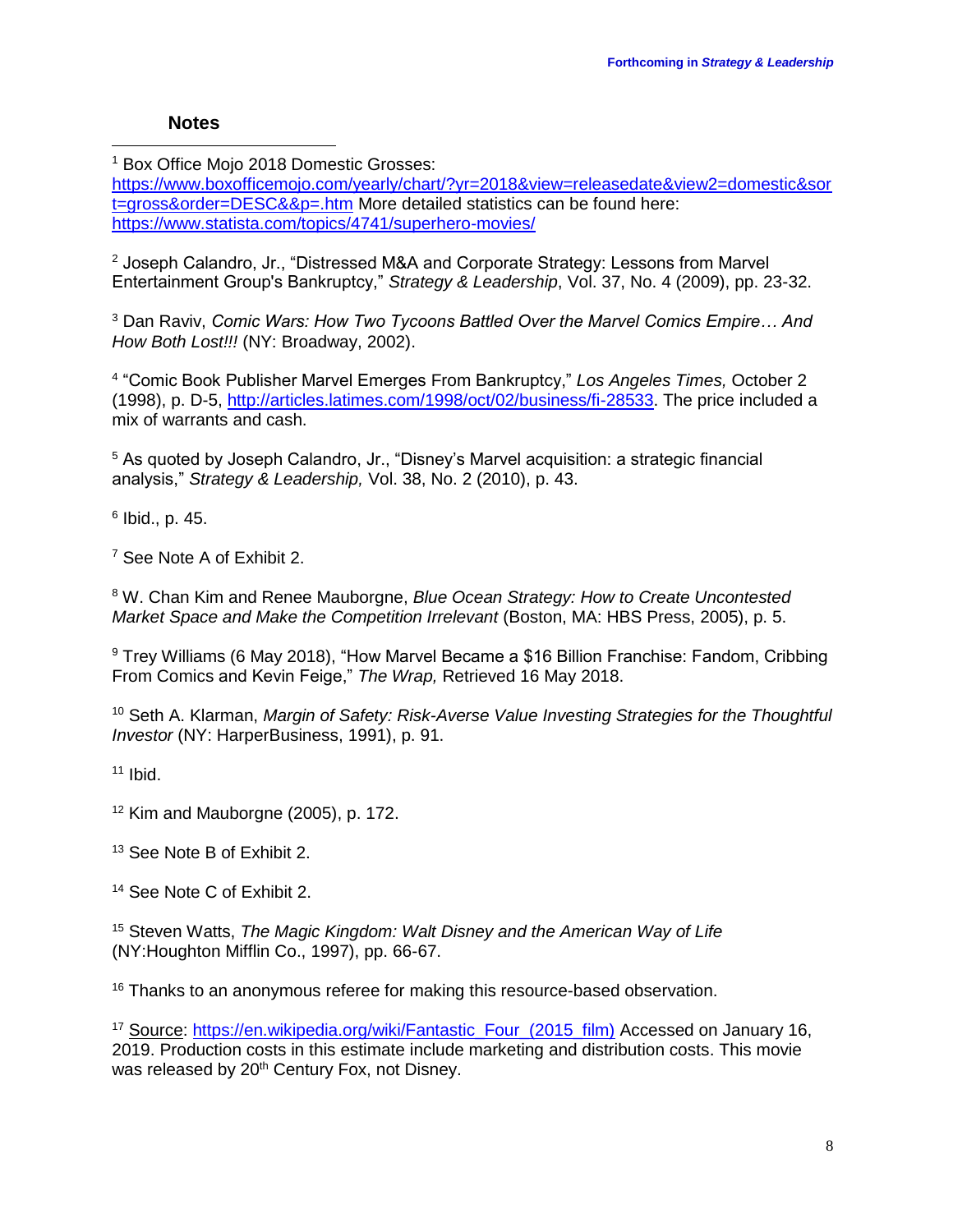## Notes

[1] Box Office Mojo 2018 Domestic Grosses: https://www.boxofficemojo.com/yearly/chart/?yr=2018&view=releasedate&view2=domestic&sort=gross&order=DESC&&p=.htm More detailed statistics can be found here: https://www.statista.com/topics/4741/superhero-movies/

[2] Joseph Calandro, Jr., "Distressed M&A and Corporate Strategy: Lessons from Marvel Entertainment Group's Bankruptcy," *Strategy & Leadership*, Vol. 37, No. 4 (2009), pp. 23-32.

[3] Dan Raviv, *Comic Wars: How Two Tycoons Battled Over the Marvel Comics Empire… And How Both Lost!!!* (NY: Broadway, 2002).

[4] "Comic Book Publisher Marvel Emerges From Bankruptcy," *Los Angeles Times,* October 2 (1998), p. D-5, http://articles.latimes.com/1998/oct/02/business/fi-28533. The price included a mix of warrants and cash.

[5] As quoted by Joseph Calandro, Jr., "Disney's Marvel acquisition: a strategic financial analysis," *Strategy & Leadership,* Vol. 38, No. 2 (2010), p. 43.

[6] Ibid., p. 45.

[7] See Note A of Exhibit 2.

[8] W. Chan Kim and Renee Mauborgne, *Blue Ocean Strategy: How to Create Uncontested Market Space and Make the Competition Irrelevant* (Boston, MA: HBS Press, 2005), p. 5.

[9] Trey Williams (6 May 2018), "How Marvel Became a $16 Billion Franchise: Fandom, Cribbing From Comics and Kevin Feige," *The Wrap,* Retrieved 16 May 2018.

[10] Seth A. Klarman, *Margin of Safety: Risk-Averse Value Investing Strategies for the Thoughtful Investor* (NY: HarperBusiness, 1991), p. 91.

[11] Ibid.

[12] Kim and Mauborgne (2005), p. 172.

[13] See Note B of Exhibit 2.

[14] See Note C of Exhibit 2.

[15] Steven Watts, *The Magic Kingdom: Walt Disney and the American Way of Life* (NY:Houghton Mifflin Co., 1997), pp. 66-67.

[16] Thanks to an anonymous referee for making this resource-based observation.

[17] Source: https://en.wikipedia.org/wiki/Fantastic_Four_(2015_film) Accessed on January 16, 2019. Production costs in this estimate include marketing and distribution costs. This movie was released by 20th Century Fox, not Disney.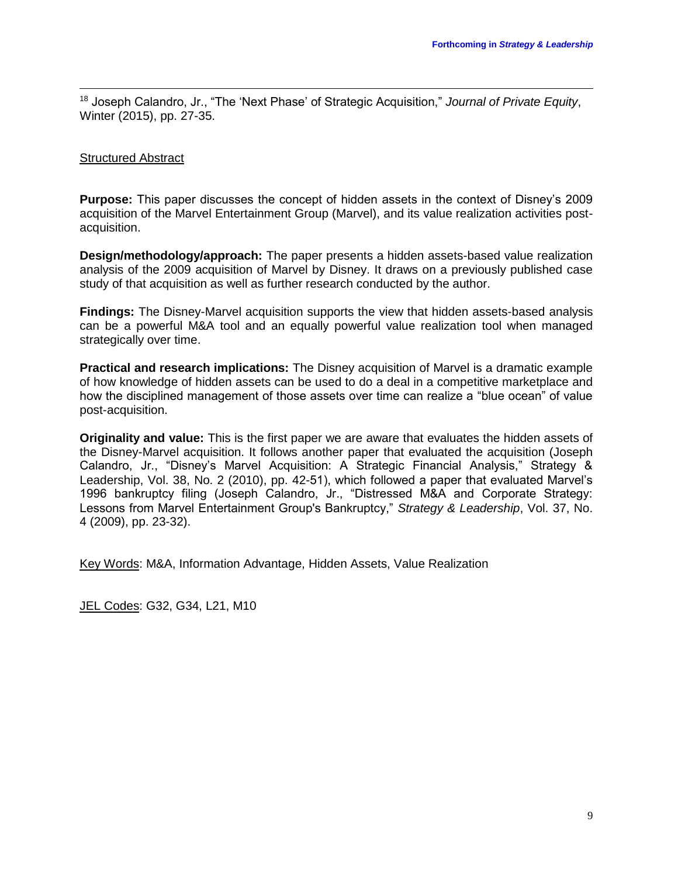[18] Joseph Calandro, Jr., "The 'Next Phase' of Strategic Acquisition," *Journal of Private Equity*, Winter (2015), pp. 27-35.

Structured Abstract

**Purpose:** This paper discusses the concept of hidden assets in the context of Disney's 2009 acquisition of the Marvel Entertainment Group (Marvel), and its value realization activities post-acquisition.

**Design/methodology/approach:** The paper presents a hidden assets-based value realization analysis of the 2009 acquisition of Marvel by Disney. It draws on a previously published case study of that acquisition as well as further research conducted by the author.

**Findings:** The Disney-Marvel acquisition supports the view that hidden assets-based analysis can be a powerful M&A tool and an equally powerful value realization tool when managed strategically over time.

**Practical and research implications:** The Disney acquisition of Marvel is a dramatic example of how knowledge of hidden assets can be used to do a deal in a competitive marketplace and how the disciplined management of those assets over time can realize a "blue ocean" of value post-acquisition.

**Originality and value:** This is the first paper we are aware that evaluates the hidden assets of the Disney-Marvel acquisition. It follows another paper that evaluated the acquisition (Joseph Calandro, Jr., "Disney's Marvel Acquisition: A Strategic Financial Analysis," Strategy & Leadership, Vol. 38, No. 2 (2010), pp. 42-51), which followed a paper that evaluated Marvel's 1996 bankruptcy filing (Joseph Calandro, Jr., "Distressed M&A and Corporate Strategy: Lessons from Marvel Entertainment Group's Bankruptcy," *Strategy & Leadership*, Vol. 37, No. 4 (2009), pp. 23-32).

Key Words: M&A, Information Advantage, Hidden Assets, Value Realization

JEL Codes: G32, G34, L21, M10